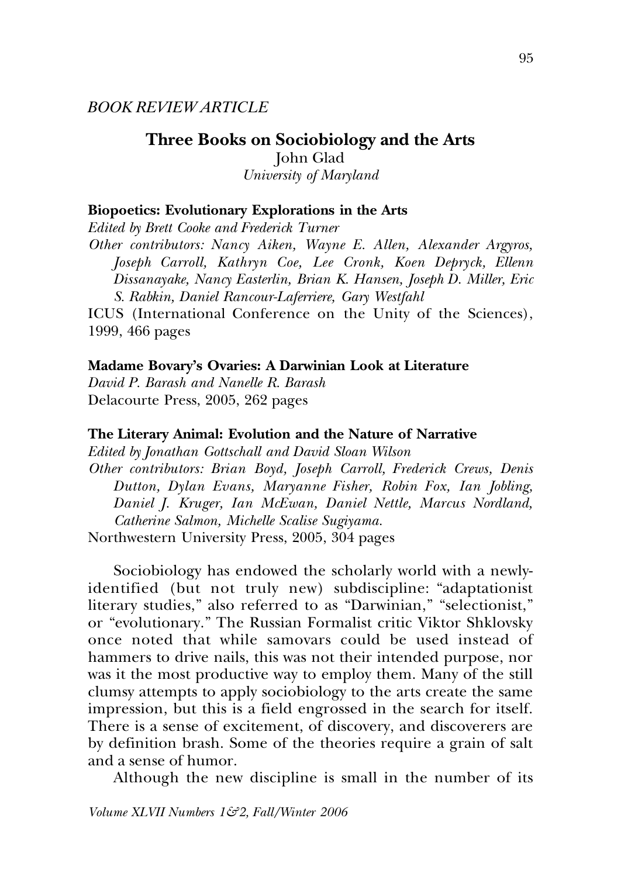*BOOK REVIEW ARTICLE*

# Three Books on Sociobiology and the Arts

John Glad
*University of Maryland*

**Biopoetics: Evolutionary Explorations in the Arts**
*Edited by Brett Cooke and Frederick Turner*
*Other contributors: Nancy Aiken, Wayne E. Allen, Alexander Argyros, Joseph Carroll, Kathryn Coe, Lee Cronk, Koen Depryck, Ellenn Dissanayake, Nancy Easterlin, Brian K. Hansen, Joseph D. Miller, Eric S. Rabkin, Daniel Rancour-Laferriere, Gary Westfahl*
ICUS (International Conference on the Unity of the Sciences), 1999, 466 pages

**Madame Bovary's Ovaries: A Darwinian Look at Literature**
*David P. Barash and Nanelle R. Barash*
Delacourte Press, 2005, 262 pages

**The Literary Animal: Evolution and the Nature of Narrative**
*Edited by Jonathan Gottschall and David Sloan Wilson*
*Other contributors: Brian Boyd, Joseph Carroll, Frederick Crews, Denis Dutton, Dylan Evans, Maryanne Fisher, Robin Fox, Ian Jobling, Daniel J. Kruger, Ian McEwan, Daniel Nettle, Marcus Nordland, Catherine Salmon, Michelle Scalise Sugiyama.*
Northwestern University Press, 2005, 304 pages

Sociobiology has endowed the scholarly world with a newly-identified (but not truly new) subdiscipline: "adaptationist literary studies," also referred to as "Darwinian," "selectionist," or "evolutionary." The Russian Formalist critic Viktor Shklovsky once noted that while samovars could be used instead of hammers to drive nails, this was not their intended purpose, nor was it the most productive way to employ them. Many of the still clumsy attempts to apply sociobiology to the arts create the same impression, but this is a field engrossed in the search for itself. There is a sense of excitement, of discovery, and discoverers are by definition brash. Some of the theories require a grain of salt and a sense of humor.

Although the new discipline is small in the number of its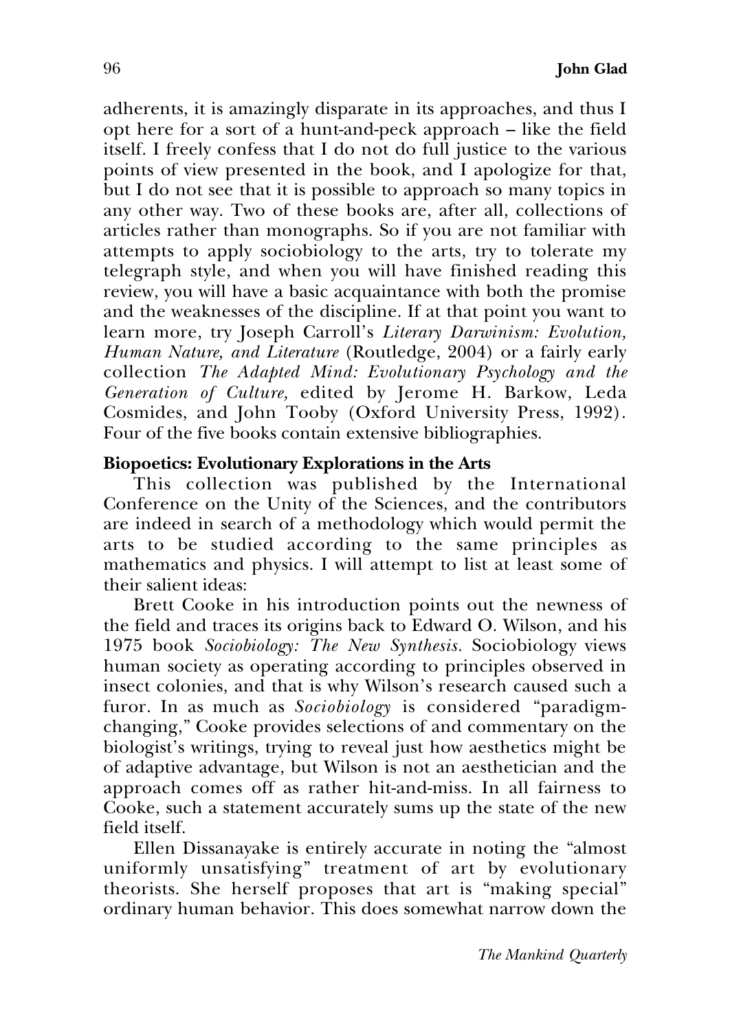adherents, it is amazingly disparate in its approaches, and thus I opt here for a sort of a hunt-and-peck approach – like the field itself. I freely confess that I do not do full justice to the various points of view presented in the book, and I apologize for that, but I do not see that it is possible to approach so many topics in any other way. Two of these books are, after all, collections of articles rather than monographs. So if you are not familiar with attempts to apply sociobiology to the arts, try to tolerate my telegraph style, and when you will have finished reading this review, you will have a basic acquaintance with both the promise and the weaknesses of the discipline. If at that point you want to learn more, try Joseph Carroll's *Literary Darwinism: Evolution, Human Nature, and Literature* (Routledge, 2004) or a fairly early collection *The Adapted Mind: Evolutionary Psychology and the Generation of Culture,* edited by Jerome H. Barkow, Leda Cosmides, and John Tooby (Oxford University Press, 1992). Four of the five books contain extensive bibliographies.

**Biopoetics: Evolutionary Explorations in the Arts**

This collection was published by the International Conference on the Unity of the Sciences, and the contributors are indeed in search of a methodology which would permit the arts to be studied according to the same principles as mathematics and physics. I will attempt to list at least some of their salient ideas:

Brett Cooke in his introduction points out the newness of the field and traces its origins back to Edward O. Wilson, and his 1975 book *Sociobiology: The New Synthesis.* Sociobiology views human society as operating according to principles observed in insect colonies, and that is why Wilson's research caused such a furor. In as much as *Sociobiology* is considered "paradigm-changing," Cooke provides selections of and commentary on the biologist's writings, trying to reveal just how aesthetics might be of adaptive advantage, but Wilson is not an aesthetician and the approach comes off as rather hit-and-miss. In all fairness to Cooke, such a statement accurately sums up the state of the new field itself.

Ellen Dissanayake is entirely accurate in noting the "almost uniformly unsatisfying" treatment of art by evolutionary theorists. She herself proposes that art is "making special" ordinary human behavior. This does somewhat narrow down the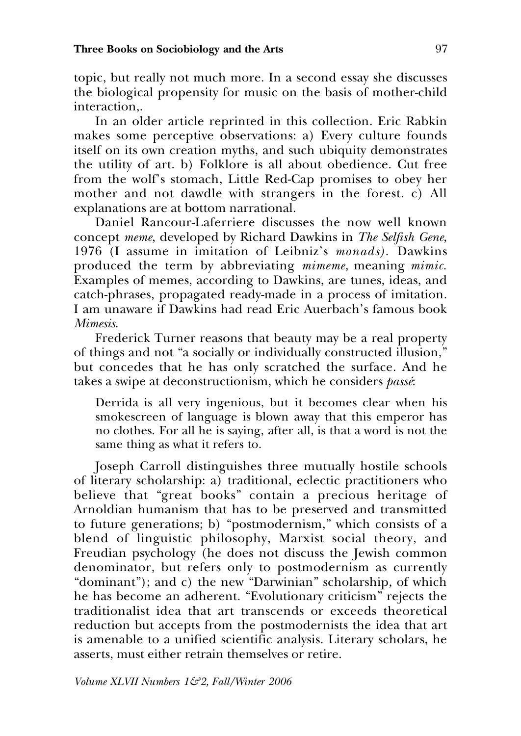topic, but really not much more. In a second essay she discusses the biological propensity for music on the basis of mother-child interaction,.

In an older article reprinted in this collection. Eric Rabkin makes some perceptive observations: a) Every culture founds itself on its own creation myths, and such ubiquity demonstrates the utility of art. b) Folklore is all about obedience. Cut free from the wolf's stomach, Little Red-Cap promises to obey her mother and not dawdle with strangers in the forest. c) All explanations are at bottom narrational.

Daniel Rancour-Laferriere discusses the now well known concept *meme*, developed by Richard Dawkins in *The Selfish Gene*, 1976 (I assume in imitation of Leibniz's *monads)*. Dawkins produced the term by abbreviating *mimeme*, meaning *mimic.* Examples of memes, according to Dawkins, are tunes, ideas, and catch-phrases, propagated ready-made in a process of imitation. I am unaware if Dawkins had read Eric Auerbach's famous book *Mimesis*.

Frederick Turner reasons that beauty may be a real property of things and not "a socially or individually constructed illusion," but concedes that he has only scratched the surface. And he takes a swipe at deconstructionism, which he considers *passé*:

> Derrida is all very ingenious, but it becomes clear when his smokescreen of language is blown away that this emperor has no clothes. For all he is saying, after all, is that a word is not the same thing as what it refers to.

Joseph Carroll distinguishes three mutually hostile schools of literary scholarship: a) traditional, eclectic practitioners who believe that "great books" contain a precious heritage of Arnoldian humanism that has to be preserved and transmitted to future generations; b) "postmodernism," which consists of a blend of linguistic philosophy, Marxist social theory, and Freudian psychology (he does not discuss the Jewish common denominator, but refers only to postmodernism as currently "dominant"); and c) the new "Darwinian" scholarship, of which he has become an adherent. "Evolutionary criticism" rejects the traditionalist idea that art transcends or exceeds theoretical reduction but accepts from the postmodernists the idea that art is amenable to a unified scientific analysis. Literary scholars, he asserts, must either retrain themselves or retire.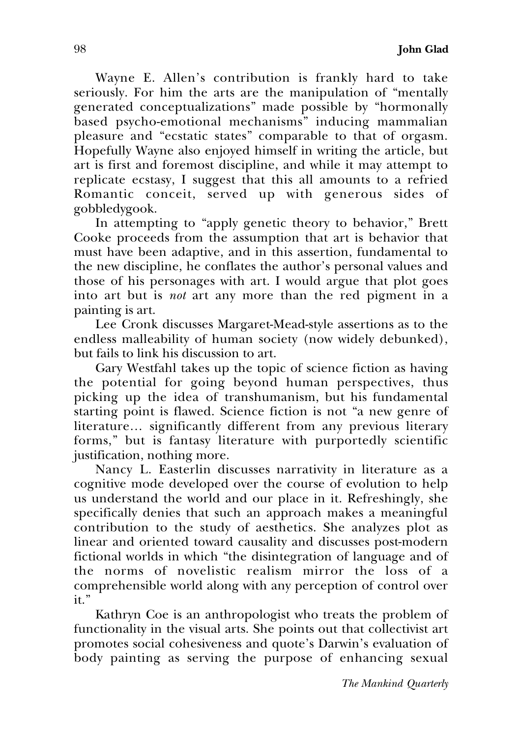Wayne E. Allen's contribution is frankly hard to take seriously. For him the arts are the manipulation of "mentally generated conceptualizations" made possible by "hormonally based psycho-emotional mechanisms" inducing mammalian pleasure and "ecstatic states" comparable to that of orgasm. Hopefully Wayne also enjoyed himself in writing the article, but art is first and foremost discipline, and while it may attempt to replicate ecstasy, I suggest that this all amounts to a refried Romantic conceit, served up with generous sides of gobbledygook.

In attempting to "apply genetic theory to behavior," Brett Cooke proceeds from the assumption that art is behavior that must have been adaptive, and in this assertion, fundamental to the new discipline, he conflates the author's personal values and those of his personages with art. I would argue that plot goes into art but is *not* art any more than the red pigment in a painting is art.

Lee Cronk discusses Margaret-Mead-style assertions as to the endless malleability of human society (now widely debunked), but fails to link his discussion to art.

Gary Westfahl takes up the topic of science fiction as having the potential for going beyond human perspectives, thus picking up the idea of transhumanism, but his fundamental starting point is flawed. Science fiction is not "a new genre of literature… significantly different from any previous literary forms," but is fantasy literature with purportedly scientific justification, nothing more.

Nancy L. Easterlin discusses narrativity in literature as a cognitive mode developed over the course of evolution to help us understand the world and our place in it. Refreshingly, she specifically denies that such an approach makes a meaningful contribution to the study of aesthetics. She analyzes plot as linear and oriented toward causality and discusses post-modern fictional worlds in which "the disintegration of language and of the norms of novelistic realism mirror the loss of a comprehensible world along with any perception of control over it."

Kathryn Coe is an anthropologist who treats the problem of functionality in the visual arts. She points out that collectivist art promotes social cohesiveness and quote's Darwin's evaluation of body painting as serving the purpose of enhancing sexual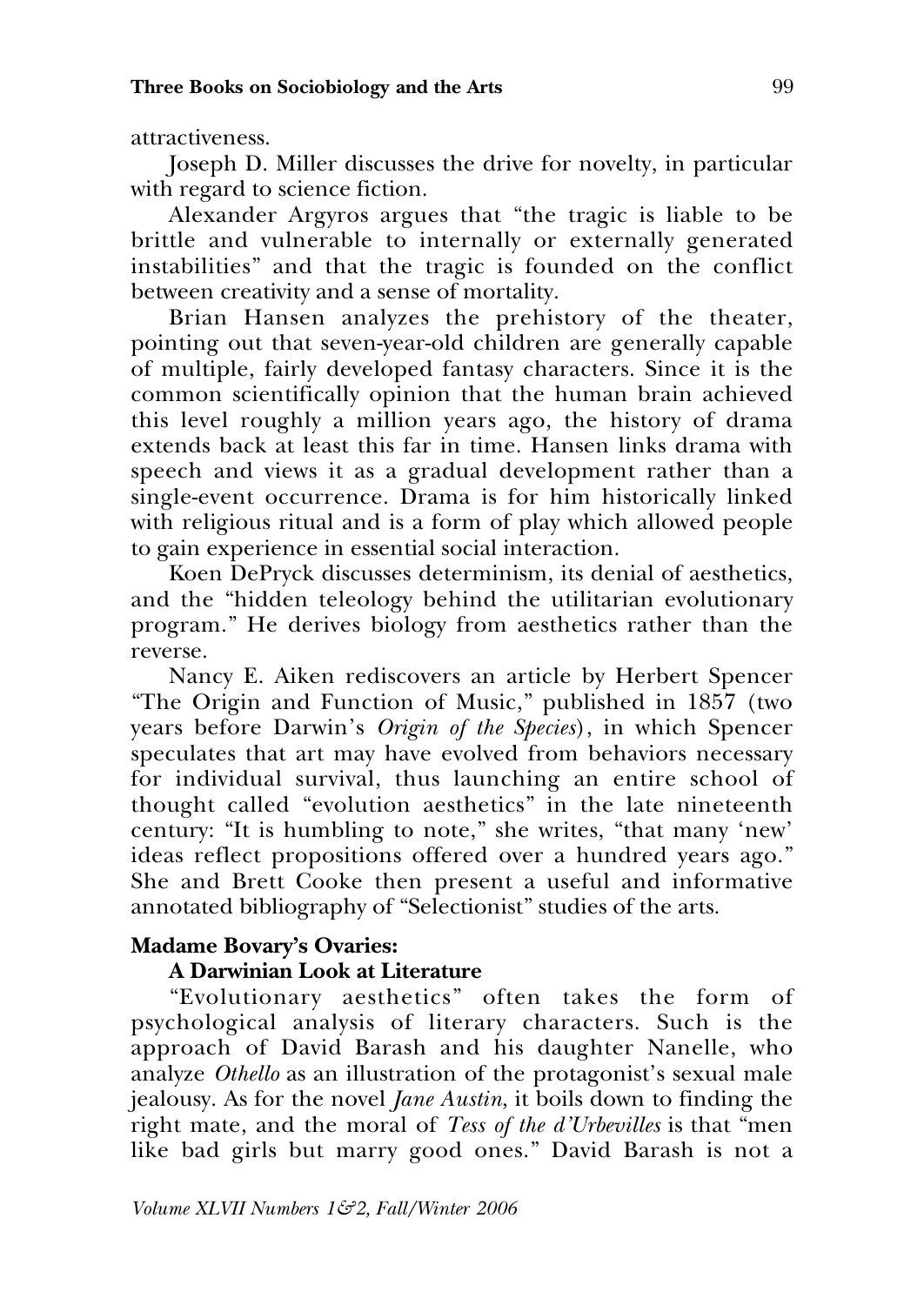attractiveness.

Joseph D. Miller discusses the drive for novelty, in particular with regard to science fiction.

Alexander Argyros argues that "the tragic is liable to be brittle and vulnerable to internally or externally generated instabilities" and that the tragic is founded on the conflict between creativity and a sense of mortality.

Brian Hansen analyzes the prehistory of the theater, pointing out that seven-year-old children are generally capable of multiple, fairly developed fantasy characters. Since it is the common scientifically opinion that the human brain achieved this level roughly a million years ago, the history of drama extends back at least this far in time. Hansen links drama with speech and views it as a gradual development rather than a single-event occurrence. Drama is for him historically linked with religious ritual and is a form of play which allowed people to gain experience in essential social interaction.

Koen DePryck discusses determinism, its denial of aesthetics, and the "hidden teleology behind the utilitarian evolutionary program." He derives biology from aesthetics rather than the reverse.

Nancy E. Aiken rediscovers an article by Herbert Spencer "The Origin and Function of Music," published in 1857 (two years before Darwin's *Origin of the Species*), in which Spencer speculates that art may have evolved from behaviors necessary for individual survival, thus launching an entire school of thought called "evolution aesthetics" in the late nineteenth century: "It is humbling to note," she writes, "that many 'new' ideas reflect propositions offered over a hundred years ago." She and Brett Cooke then present a useful and informative annotated bibliography of "Selectionist" studies of the arts.

## Madame Bovary's Ovaries:
### A Darwinian Look at Literature

"Evolutionary aesthetics" often takes the form of psychological analysis of literary characters. Such is the approach of David Barash and his daughter Nanelle, who analyze *Othello* as an illustration of the protagonist's sexual male jealousy. As for the novel *Jane Austin*, it boils down to finding the right mate, and the moral of *Tess of the d'Urbevilles* is that "men like bad girls but marry good ones." David Barash is not a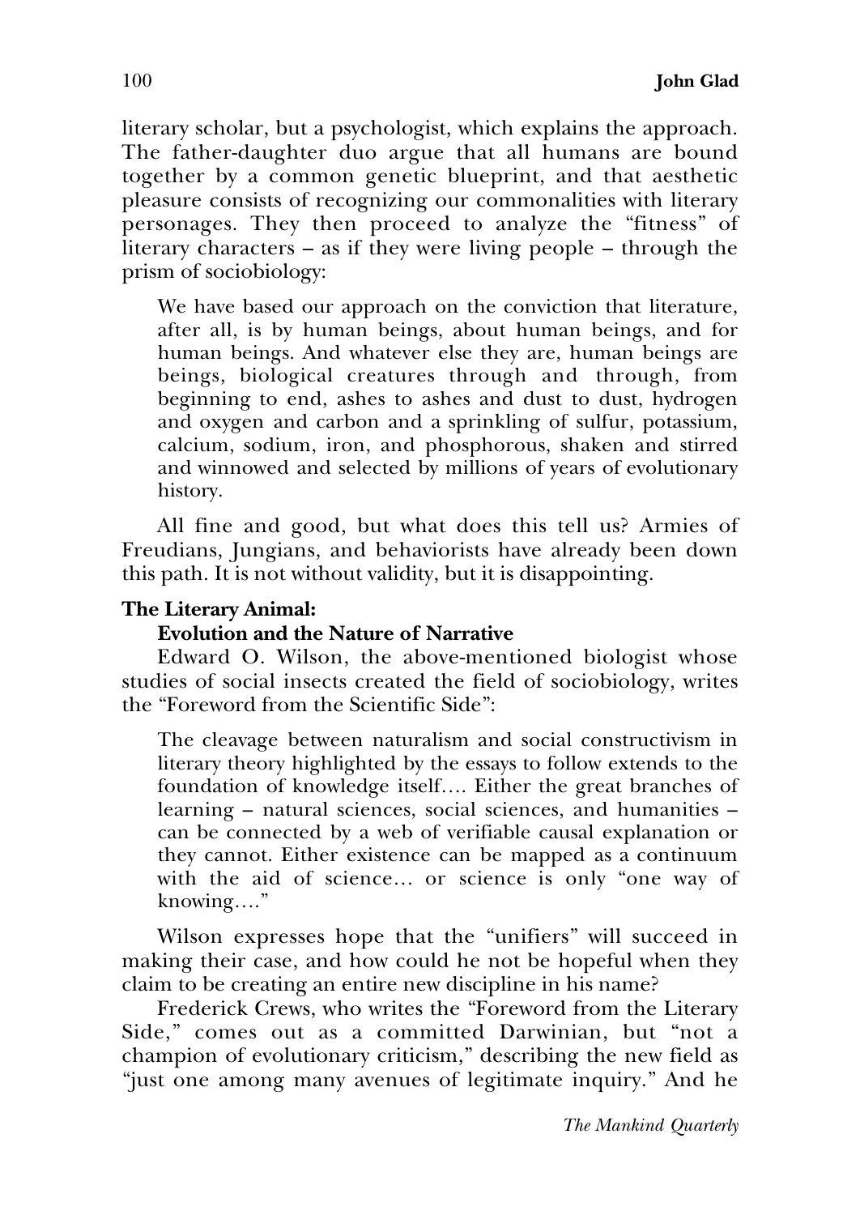literary scholar, but a psychologist, which explains the approach. The father-daughter duo argue that all humans are bound together by a common genetic blueprint, and that aesthetic pleasure consists of recognizing our commonalities with literary personages. They then proceed to analyze the "fitness" of literary characters – as if they were living people – through the prism of sociobiology:

> We have based our approach on the conviction that literature, after all, is by human beings, about human beings, and for human beings. And whatever else they are, human beings are beings, biological creatures through and through, from beginning to end, ashes to ashes and dust to dust, hydrogen and oxygen and carbon and a sprinkling of sulfur, potassium, calcium, sodium, iron, and phosphorous, shaken and stirred and winnowed and selected by millions of years of evolutionary history.

All fine and good, but what does this tell us? Armies of Freudians, Jungians, and behaviorists have already been down this path. It is not without validity, but it is disappointing.

**The Literary Animal:**
**Evolution and the Nature of Narrative**

Edward O. Wilson, the above-mentioned biologist whose studies of social insects created the field of sociobiology, writes the "Foreword from the Scientific Side":

> The cleavage between naturalism and social constructivism in literary theory highlighted by the essays to follow extends to the foundation of knowledge itself…. Either the great branches of learning – natural sciences, social sciences, and humanities – can be connected by a web of verifiable causal explanation or they cannot. Either existence can be mapped as a continuum with the aid of science… or science is only "one way of knowing…."

Wilson expresses hope that the "unifiers" will succeed in making their case, and how could he not be hopeful when they claim to be creating an entire new discipline in his name?

Frederick Crews, who writes the "Foreword from the Literary Side," comes out as a committed Darwinian, but "not a champion of evolutionary criticism," describing the new field as "just one among many avenues of legitimate inquiry." And he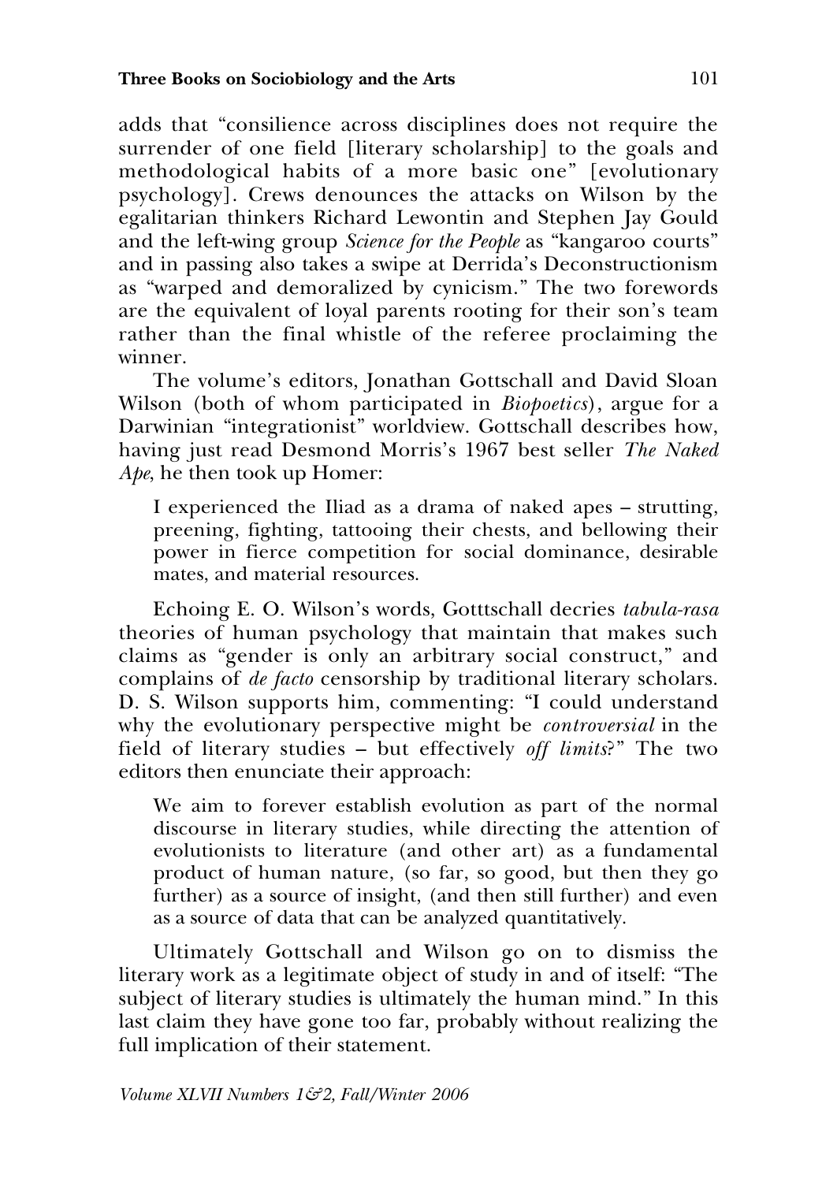adds that "consilience across disciplines does not require the surrender of one field [literary scholarship] to the goals and methodological habits of a more basic one" [evolutionary psychology]. Crews denounces the attacks on Wilson by the egalitarian thinkers Richard Lewontin and Stephen Jay Gould and the left-wing group *Science for the People* as "kangaroo courts" and in passing also takes a swipe at Derrida's Deconstructionism as "warped and demoralized by cynicism." The two forewords are the equivalent of loyal parents rooting for their son's team rather than the final whistle of the referee proclaiming the winner.

The volume's editors, Jonathan Gottschall and David Sloan Wilson (both of whom participated in *Biopoetics*), argue for a Darwinian "integrationist" worldview. Gottschall describes how, having just read Desmond Morris's 1967 best seller *The Naked Ape*, he then took up Homer:

> I experienced the Iliad as a drama of naked apes – strutting, preening, fighting, tattooing their chests, and bellowing their power in fierce competition for social dominance, desirable mates, and material resources.

Echoing E. O. Wilson's words, Gotttschall decries *tabula-rasa* theories of human psychology that maintain that makes such claims as "gender is only an arbitrary social construct," and complains of *de facto* censorship by traditional literary scholars. D. S. Wilson supports him, commenting: "I could understand why the evolutionary perspective might be *controversial* in the field of literary studies – but effectively *off limits*?" The two editors then enunciate their approach:

> We aim to forever establish evolution as part of the normal discourse in literary studies, while directing the attention of evolutionists to literature (and other art) as a fundamental product of human nature, (so far, so good, but then they go further) as a source of insight, (and then still further) and even as a source of data that can be analyzed quantitatively.

Ultimately Gottschall and Wilson go on to dismiss the literary work as a legitimate object of study in and of itself: "The subject of literary studies is ultimately the human mind." In this last claim they have gone too far, probably without realizing the full implication of their statement.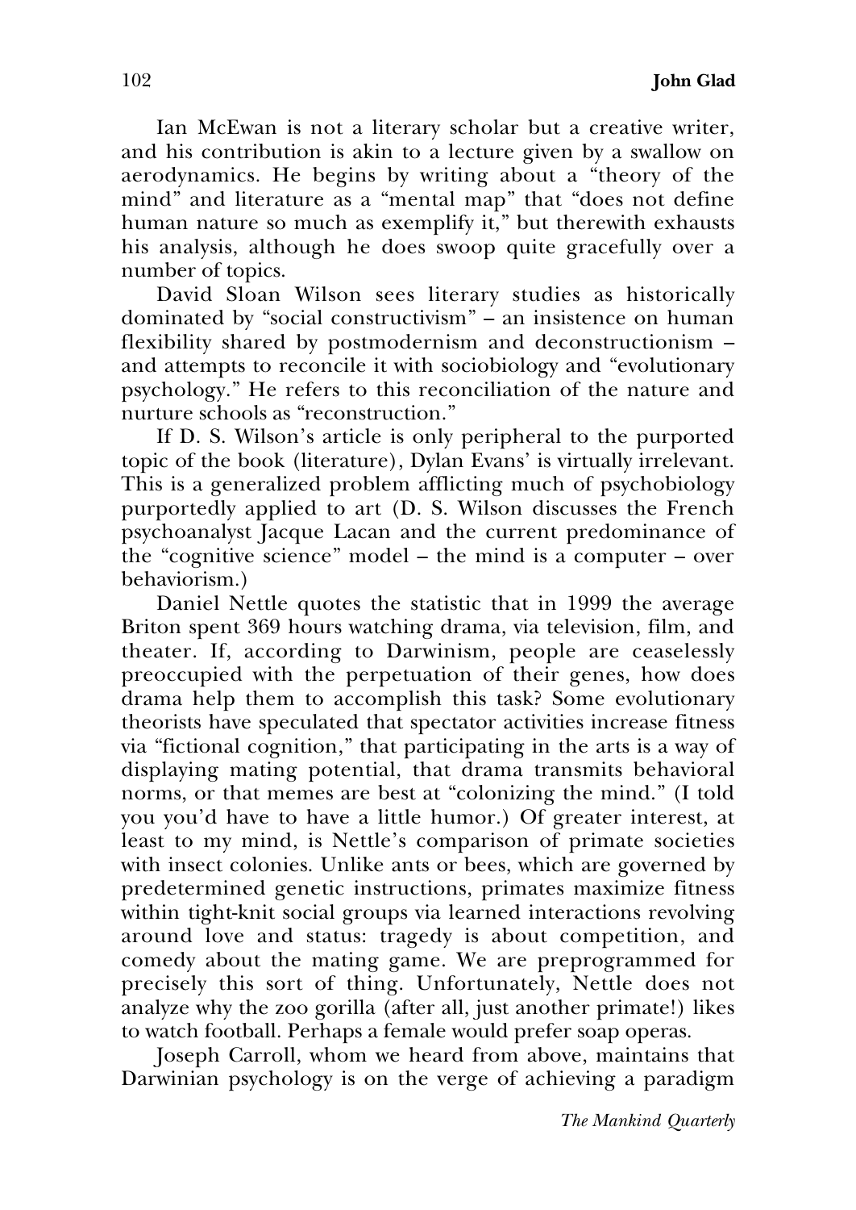Ian McEwan is not a literary scholar but a creative writer, and his contribution is akin to a lecture given by a swallow on aerodynamics. He begins by writing about a "theory of the mind" and literature as a "mental map" that "does not define human nature so much as exemplify it," but therewith exhausts his analysis, although he does swoop quite gracefully over a number of topics.

David Sloan Wilson sees literary studies as historically dominated by "social constructivism" – an insistence on human flexibility shared by postmodernism and deconstructionism – and attempts to reconcile it with sociobiology and "evolutionary psychology." He refers to this reconciliation of the nature and nurture schools as "reconstruction."

If D. S. Wilson's article is only peripheral to the purported topic of the book (literature), Dylan Evans' is virtually irrelevant. This is a generalized problem afflicting much of psychobiology purportedly applied to art (D. S. Wilson discusses the French psychoanalyst Jacque Lacan and the current predominance of the "cognitive science" model – the mind is a computer – over behaviorism.)

Daniel Nettle quotes the statistic that in 1999 the average Briton spent 369 hours watching drama, via television, film, and theater. If, according to Darwinism, people are ceaselessly preoccupied with the perpetuation of their genes, how does drama help them to accomplish this task? Some evolutionary theorists have speculated that spectator activities increase fitness via "fictional cognition," that participating in the arts is a way of displaying mating potential, that drama transmits behavioral norms, or that memes are best at "colonizing the mind." (I told you you'd have to have a little humor.) Of greater interest, at least to my mind, is Nettle's comparison of primate societies with insect colonies. Unlike ants or bees, which are governed by predetermined genetic instructions, primates maximize fitness within tight-knit social groups via learned interactions revolving around love and status: tragedy is about competition, and comedy about the mating game. We are preprogrammed for precisely this sort of thing. Unfortunately, Nettle does not analyze why the zoo gorilla (after all, just another primate!) likes to watch football. Perhaps a female would prefer soap operas.

Joseph Carroll, whom we heard from above, maintains that Darwinian psychology is on the verge of achieving a paradigm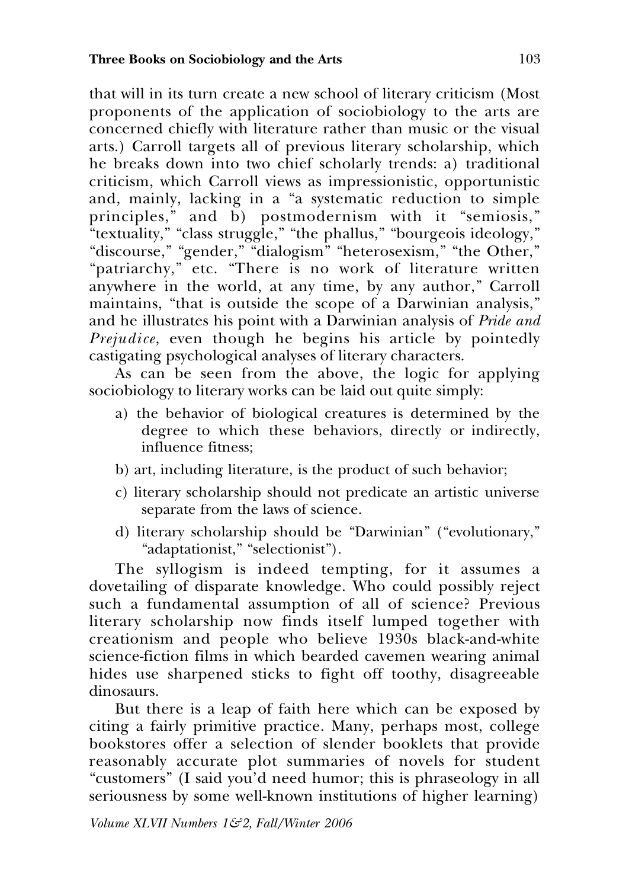that will in its turn create a new school of literary criticism (Most proponents of the application of sociobiology to the arts are concerned chiefly with literature rather than music or the visual arts.) Carroll targets all of previous literary scholarship, which he breaks down into two chief scholarly trends: a) traditional criticism, which Carroll views as impressionistic, opportunistic and, mainly, lacking in a "a systematic reduction to simple principles," and b) postmodernism with it "semiosis," "textuality," "class struggle," "the phallus," "bourgeois ideology," "discourse," "gender," "dialogism" "heterosexism," "the Other," "patriarchy," etc. "There is no work of literature written anywhere in the world, at any time, by any author," Carroll maintains, "that is outside the scope of a Darwinian analysis," and he illustrates his point with a Darwinian analysis of *Pride and Prejudice*, even though he begins his article by pointedly castigating psychological analyses of literary characters.

As can be seen from the above, the logic for applying sociobiology to literary works can be laid out quite simply:

a) the behavior of biological creatures is determined by the degree to which these behaviors, directly or indirectly, influence fitness;

b) art, including literature, is the product of such behavior;

c) literary scholarship should not predicate an artistic universe separate from the laws of science.

d) literary scholarship should be "Darwinian" ("evolutionary," "adaptationist," "selectionist").

The syllogism is indeed tempting, for it assumes a dovetailing of disparate knowledge. Who could possibly reject such a fundamental assumption of all of science? Previous literary scholarship now finds itself lumped together with creationism and people who believe 1930s black-and-white science-fiction films in which bearded cavemen wearing animal hides use sharpened sticks to fight off toothy, disagreeable dinosaurs.

But there is a leap of faith here which can be exposed by citing a fairly primitive practice. Many, perhaps most, college bookstores offer a selection of slender booklets that provide reasonably accurate plot summaries of novels for student "customers" (I said you'd need humor; this is phraseology in all seriousness by some well-known institutions of higher learning)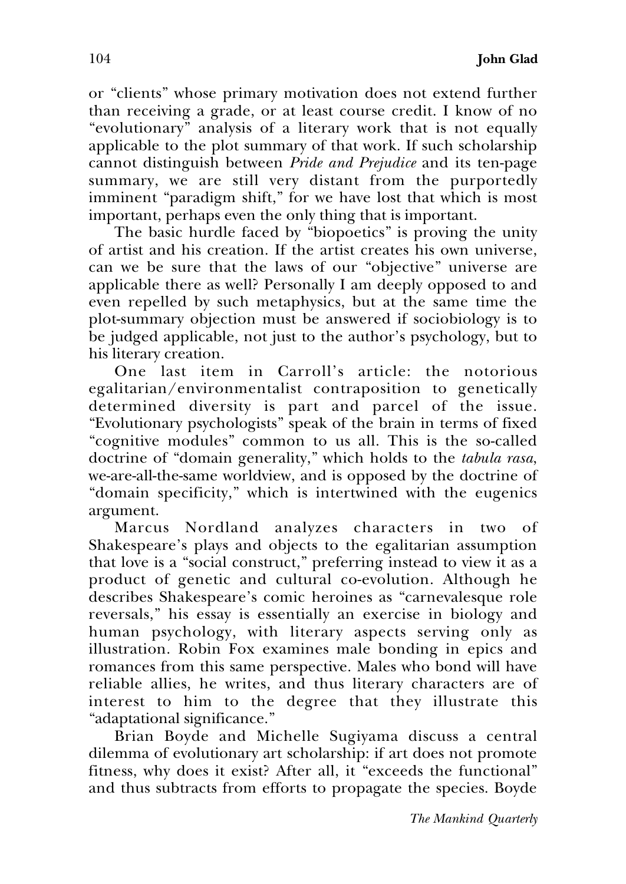or "clients" whose primary motivation does not extend further than receiving a grade, or at least course credit. I know of no "evolutionary" analysis of a literary work that is not equally applicable to the plot summary of that work. If such scholarship cannot distinguish between *Pride and Prejudice* and its ten-page summary, we are still very distant from the purportedly imminent "paradigm shift," for we have lost that which is most important, perhaps even the only thing that is important.

The basic hurdle faced by "biopoetics" is proving the unity of artist and his creation. If the artist creates his own universe, can we be sure that the laws of our "objective" universe are applicable there as well? Personally I am deeply opposed to and even repelled by such metaphysics, but at the same time the plot-summary objection must be answered if sociobiology is to be judged applicable, not just to the author's psychology, but to his literary creation.

One last item in Carroll's article: the notorious egalitarian/environmentalist contraposition to genetically determined diversity is part and parcel of the issue. "Evolutionary psychologists" speak of the brain in terms of fixed "cognitive modules" common to us all. This is the so-called doctrine of "domain generality," which holds to the *tabula rasa*, we-are-all-the-same worldview, and is opposed by the doctrine of "domain specificity," which is intertwined with the eugenics argument.

Marcus Nordland analyzes characters in two of Shakespeare's plays and objects to the egalitarian assumption that love is a "social construct," preferring instead to view it as a product of genetic and cultural co-evolution. Although he describes Shakespeare's comic heroines as "carnevalesque role reversals," his essay is essentially an exercise in biology and human psychology, with literary aspects serving only as illustration. Robin Fox examines male bonding in epics and romances from this same perspective. Males who bond will have reliable allies, he writes, and thus literary characters are of interest to him to the degree that they illustrate this "adaptational significance."

Brian Boyde and Michelle Sugiyama discuss a central dilemma of evolutionary art scholarship: if art does not promote fitness, why does it exist? After all, it "exceeds the functional" and thus subtracts from efforts to propagate the species. Boyde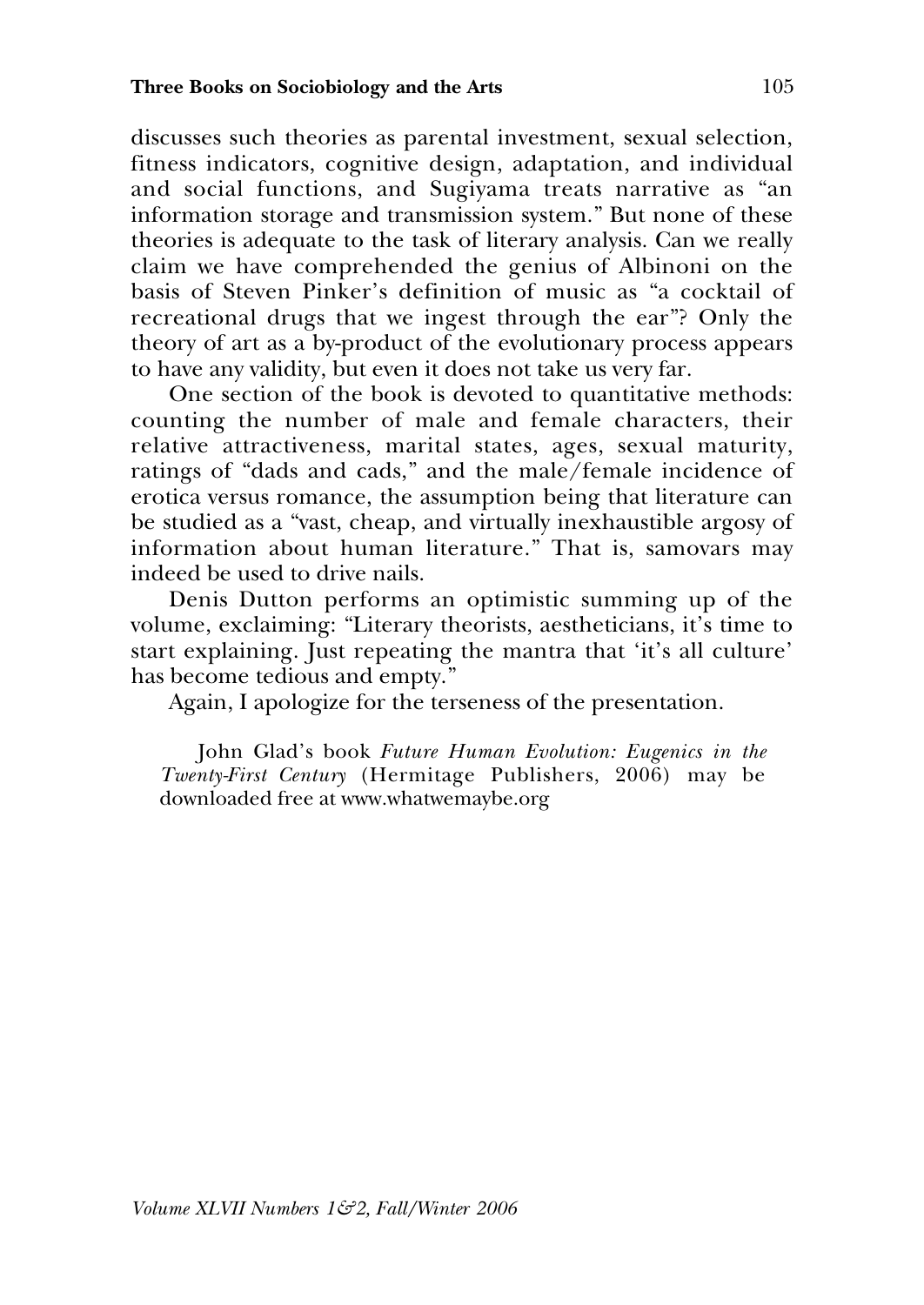discusses such theories as parental investment, sexual selection, fitness indicators, cognitive design, adaptation, and individual and social functions, and Sugiyama treats narrative as "an information storage and transmission system." But none of these theories is adequate to the task of literary analysis. Can we really claim we have comprehended the genius of Albinoni on the basis of Steven Pinker's definition of music as "a cocktail of recreational drugs that we ingest through the ear"? Only the theory of art as a by-product of the evolutionary process appears to have any validity, but even it does not take us very far.

One section of the book is devoted to quantitative methods: counting the number of male and female characters, their relative attractiveness, marital states, ages, sexual maturity, ratings of "dads and cads," and the male/female incidence of erotica versus romance, the assumption being that literature can be studied as a "vast, cheap, and virtually inexhaustible argosy of information about human literature." That is, samovars may indeed be used to drive nails.

Denis Dutton performs an optimistic summing up of the volume, exclaiming: "Literary theorists, aestheticians, it's time to start explaining. Just repeating the mantra that 'it's all culture' has become tedious and empty."

Again, I apologize for the terseness of the presentation.

John Glad's book *Future Human Evolution: Eugenics in the Twenty-First Century* (Hermitage Publishers, 2006) may be downloaded free at www.whatwemaybe.org